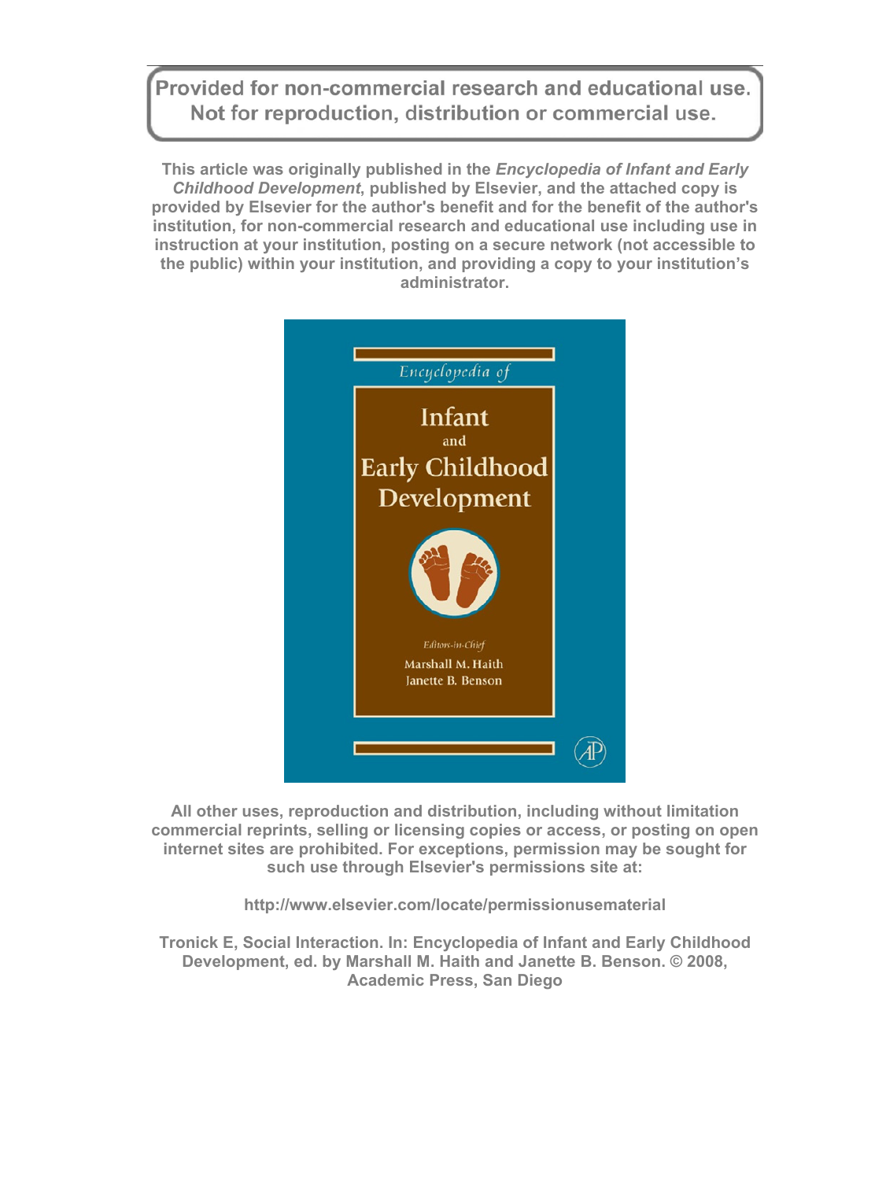Provided for non-commercial research and educational use.
Not for reproduction, distribution or commercial use.

**This article was originally published in the *Encyclopedia of Infant and Early Childhood Development*, published by Elsevier, and the attached copy is provided by Elsevier for the author's benefit and for the benefit of the author's institution, for non-commercial research and educational use including use in instruction at your institution, posting on a secure network (not accessible to the public) within your institution, and providing a copy to your institution's administrator.**

Encyclopedia of

Infant and Early Childhood Development

Editors-in-Chief
Marshall M. Haith
Janette B. Benson

**All other uses, reproduction and distribution, including without limitation commercial reprints, selling or licensing copies or access, or posting on open internet sites are prohibited. For exceptions, permission may be sought for such use through Elsevier's permissions site at:**

**http://www.elsevier.com/locate/permissionusematerial**

**Tronick E, Social Interaction. In: Encyclopedia of Infant and Early Childhood Development, ed. by Marshall M. Haith and Janette B. Benson. © 2008, Academic Press, San Diego**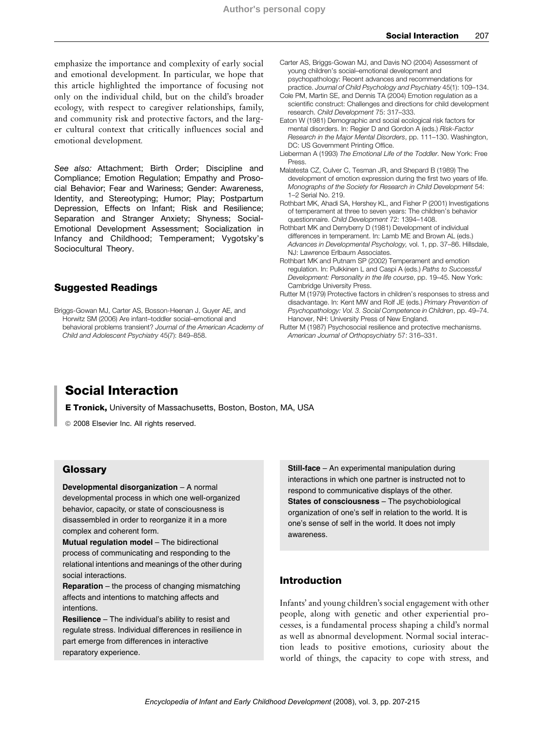emphasize the importance and complexity of early social and emotional development. In particular, we hope that this article highlighted the importance of focusing not only on the individual child, but on the child's broader ecology, with respect to caregiver relationships, family, and community risk and protective factors, and the larger cultural context that critically influences social and emotional development.

*See also:* Attachment; Birth Order; Discipline and Compliance; Emotion Regulation; Empathy and Prosocial Behavior; Fear and Wariness; Gender: Awareness, Identity, and Stereotyping; Humor; Play; Postpartum Depression, Effects on Infant; Risk and Resilience; Separation and Stranger Anxiety; Shyness; Social-Emotional Development Assessment; Socialization in Infancy and Childhood; Temperament; Vygotsky's Sociocultural Theory.

## Suggested Readings

Briggs-Gowan MJ, Carter AS, Bosson-Heenan J, Guyer AE, and Horwitz SM (2006) Are infant–toddler social–emotional and behavioral problems transient? *Journal of the American Academy of Child and Adolescent Psychiatry* 45(7): 849–858.

Carter AS, Briggs-Gowan MJ, and Davis NO (2004) Assessment of young children's social–emotional development and psychopathology: Recent advances and recommendations for practice. *Journal of Child Psychology and Psychiatry* 45(1): 109–134.

Cole PM, Martin SE, and Dennis TA (2004) Emotion regulation as a scientific construct: Challenges and directions for child development research. *Child Development* 75: 317–333.

Eaton W (1981) Demographic and social ecological risk factors for mental disorders. In: Regier D and Gordon A (eds.) *Risk-Factor Research in the Major Mental Disorders*, pp. 111–130. Washington, DC: US Government Printing Office.

Lieberman A (1993) *The Emotional Life of the Toddler.* New York: Free Press.

Malatesta CZ, Culver C, Tesman JR, and Shepard B (1989) The development of emotion expression during the first two years of life. *Monographs of the Society for Research in Child Development* 54: 1–2 Serial No. 219.

Rothbart MK, Ahadi SA, Hershey KL, and Fisher P (2001) Investigations of temperament at three to seven years: The children's behavior questionnaire. *Child Development* 72: 1394–1408.

Rothbart MK and Derryberry D (1981) Development of individual differences in temperament. In: Lamb ME and Brown AL (eds.) *Advances in Developmental Psychology,* vol. 1, pp. 37–86. Hillsdale, NJ: Lawrence Erlbaum Associates.

Rothbart MK and Putnam SP (2002) Temperament and emotion regulation. In: Pulkkinen L and Caspi A (eds.) *Paths to Successful Development: Personality in the life course*, pp. 19–45. New York: Cambridge University Press.

Rutter M (1979) Protective factors in children's responses to stress and disadvantage. In: Kent MW and Rolf JE (eds.) *Primary Prevention of Psychopathology: Vol. 3. Social Competence in Children*, pp. 49–74. Hanover, NH: University Press of New England.

Rutter M (1987) Psychosocial resilience and protective mechanisms. *American Journal of Orthopsychiatry* 57: 316–331.

# Social Interaction

**E Tronick,** University of Massachusetts, Boston, Boston, MA, USA

© 2008 Elsevier Inc. All rights reserved.

## Glossary

**Developmental disorganization** – A normal developmental process in which one well-organized behavior, capacity, or state of consciousness is disassembled in order to reorganize it in a more complex and coherent form.

**Mutual regulation model** – The bidirectional process of communicating and responding to the relational intentions and meanings of the other during social interactions.

**Reparation** – the process of changing mismatching affects and intentions to matching affects and intentions.

**Resilience** – The individual's ability to resist and regulate stress. Individual differences in resilience in part emerge from differences in interactive reparatory experience.

**Still-face** – An experimental manipulation during interactions in which one partner is instructed not to respond to communicative displays of the other.

**States of consciousness** – The psychobiological organization of one's self in relation to the world. It is one's sense of self in the world. It does not imply awareness.

## Introduction

Infants' and young children's social engagement with other people, along with genetic and other experiential processes, is a fundamental process shaping a child's normal as well as abnormal development. Normal social interaction leads to positive emotions, curiosity about the world of things, the capacity to cope with stress, and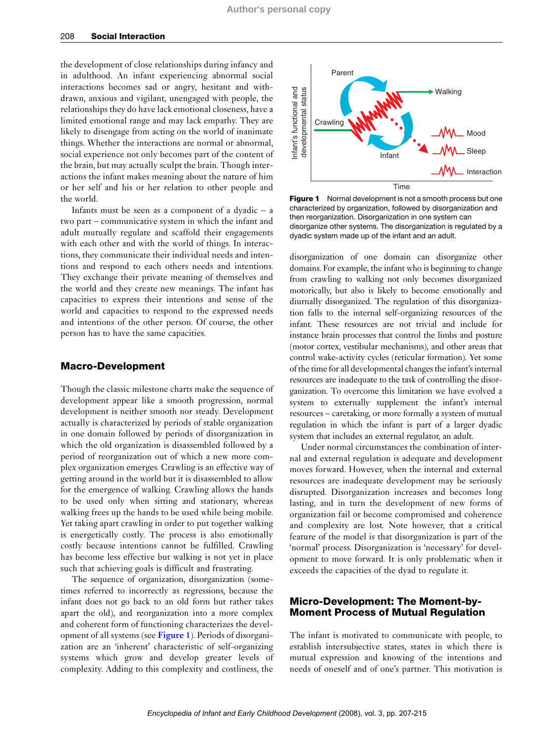the development of close relationships during infancy and in adulthood. An infant experiencing abnormal social interactions becomes sad or angry, hesitant and withdrawn, anxious and vigilant, unengaged with people, the relationships they do have lack emotional closeness, have a limited emotional range and may lack empathy. They are likely to disengage from acting on the world of inanimate things. Whether the interactions are normal or abnormal, social experience not only becomes part of the content of the brain, but may actually sculpt the brain. Though interactions the infant makes meaning about the nature of him or her self and his or her relation to other people and the world.

Infants must be seen as a component of a dyadic – a two part – communicative system in which the infant and adult mutually regulate and scaffold their engagements with each other and with the world of things. In interactions, they communicate their individual needs and intentions and respond to each others needs and intentions. They exchange their private meaning of themselves and the world and they create new meanings. The infant has capacities to express their intentions and sense of the world and capacities to respond to the expressed needs and intentions of the other person. Of course, the other person has to have the same capacities.

## Macro-Development

Though the classic milestone charts make the sequence of development appear like a smooth progression, normal development is neither smooth nor steady. Development actually is characterized by periods of stable organization in one domain followed by periods of disorganization in which the old organization is disassembled followed by a period of reorganization out of which a new more complex organization emerges. Crawling is an effective way of getting around in the world but it is disassembled to allow for the emergence of walking. Crawling allows the hands to be used only when sitting and stationary, whereas walking frees up the hands to be used while being mobile. Yet taking apart crawling in order to put together walking is energetically costly. The process is also emotionally costly because intentions cannot be fulfilled. Crawling has become less effective but walking is not yet in place such that achieving goals is difficult and frustrating.

The sequence of organization, disorganization (sometimes referred to incorrectly as regressions, because the infant does not go back to an old form but rather takes apart the old), and reorganization into a more complex and coherent form of functioning characterizes the development of all systems (see **Figure 1**). Periods of disorganization are an 'inherent' characteristic of self-organizing systems which grow and develop greater levels of complexity. Adding to this complexity and costliness, the disorganization of one domain can disorganize other domains. For example, the infant who is beginning to change from crawling to walking not only becomes disorganized motorically, but also is likely to become emotionally and diurnally disorganized. The regulation of this disorganization falls to the internal self-organizing resources of the infant. These resources are not trivial and include for instance brain processes that control the limbs and posture (motor cortex, vestibular mechanisms), and other areas that control wake-activity cycles (reticular formation). Yet some of the time for all developmental changes the infant's internal resources are inadequate to the task of controlling the disorganization. To overcome this limitation we have evolved a system to externally supplement the infant's internal resources – caretaking, or more formally a system of mutual regulation in which the infant is part of a larger dyadic system that includes an external regulator, an adult.

Under normal circumstances the combination of internal and external regulation is adequate and development moves forward. However, when the internal and external resources are inadequate development may be seriously disrupted. Disorganization increases and becomes long lasting, and in turn the development of new forms of organization fail or become compromised and coherence and complexity are lost. Note however, that a critical feature of the model is that disorganization is part of the 'normal' process. Disorganization is 'necessary' for development to move forward. It is only problematic when it exceeds the capacities of the dyad to regulate it.

**Figure 1** Normal development is not a smooth process but one characterized by organization, followed by disorganization and then reorganization. Disorganization in one system can disorganize other systems. The disorganization is regulated by a dyadic system made up of the infant and an adult.

## Micro-Development: The Moment-by-Moment Process of Mutual Regulation

The infant is motivated to communicate with people, to establish intersubjective states, states in which there is mutual expression and knowing of the intentions and needs of oneself and of one's partner. This motivation is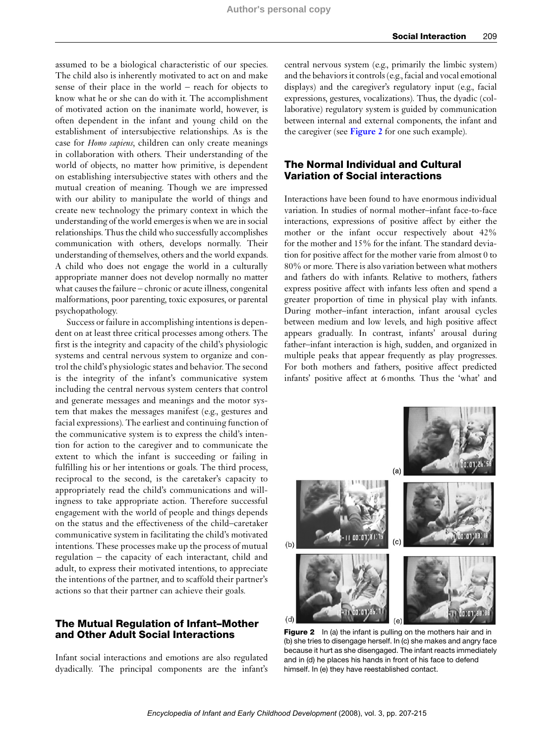assumed to be a biological characteristic of our species. The child also is inherently motivated to act on and make sense of their place in the world – reach for objects to know what he or she can do with it. The accomplishment of motivated action on the inanimate world, however, is often dependent in the infant and young child on the establishment of intersubjective relationships. As is the case for *Homo sapiens*, children can only create meanings in collaboration with others. Their understanding of the world of objects, no matter how primitive, is dependent on establishing intersubjective states with others and the mutual creation of meaning. Though we are impressed with our ability to manipulate the world of things and create new technology the primary context in which the understanding of the world emerges is when we are in social relationships. Thus the child who successfully accomplishes communication with others, develops normally. Their understanding of themselves, others and the world expands. A child who does not engage the world in a culturally appropriate manner does not develop normally no matter what causes the failure – chronic or acute illness, congenital malformations, poor parenting, toxic exposures, or parental psychopathology.

Success or failure in accomplishing intentions is dependent on at least three critical processes among others. The first is the integrity and capacity of the child's physiologic systems and central nervous system to organize and control the child's physiologic states and behavior. The second is the integrity of the infant's communicative system including the central nervous system centers that control and generate messages and meanings and the motor system that makes the messages manifest (e.g., gestures and facial expressions). The earliest and continuing function of the communicative system is to express the child's intention for action to the caregiver and to communicate the extent to which the infant is succeeding or failing in fulfilling his or her intentions or goals. The third process, reciprocal to the second, is the caretaker's capacity to appropriately read the child's communications and willingness to take appropriate action. Therefore successful engagement with the world of people and things depends on the status and the effectiveness of the child–caretaker communicative system in facilitating the child's motivated intentions. These processes make up the process of mutual regulation – the capacity of each interactant, child and adult, to express their motivated intentions, to appreciate the intentions of the partner, and to scaffold their partner's actions so that their partner can achieve their goals.

## The Mutual Regulation of Infant–Mother and Other Adult Social Interactions

Infant social interactions and emotions are also regulated dyadically. The principal components are the infant's central nervous system (e.g., primarily the limbic system) and the behaviors it controls (e.g., facial and vocal emotional displays) and the caregiver's regulatory input (e.g., facial expressions, gestures, vocalizations). Thus, the dyadic (collaborative) regulatory system is guided by communication between internal and external components, the infant and the caregiver (see **Figure 2** for one such example).

## The Normal Individual and Cultural Variation of Social interactions

Interactions have been found to have enormous individual variation. In studies of normal mother–infant face-to-face interactions, expressions of positive affect by either the mother or the infant occur respectively about 42% for the mother and 15% for the infant. The standard deviation for positive affect for the mother varie from almost 0 to 80% or more. There is also variation between what mothers and fathers do with infants. Relative to mothers, fathers express positive affect with infants less often and spend a greater proportion of time in physical play with infants. During mother–infant interaction, infant arousal cycles between medium and low levels, and high positive affect appears gradually. In contrast, infants' arousal during father–infant interaction is high, sudden, and organized in multiple peaks that appear frequently as play progresses. For both mothers and fathers, positive affect predicted infants' positive affect at 6 months. Thus the 'what' and

**Figure 2** In (a) the infant is pulling on the mothers hair and in (b) she tries to disengage herself. In (c) she makes and angry face because it hurt as she disengaged. The infant reacts immediately and in (d) he places his hands in front of his face to defend himself. In (e) they have reestablished contact.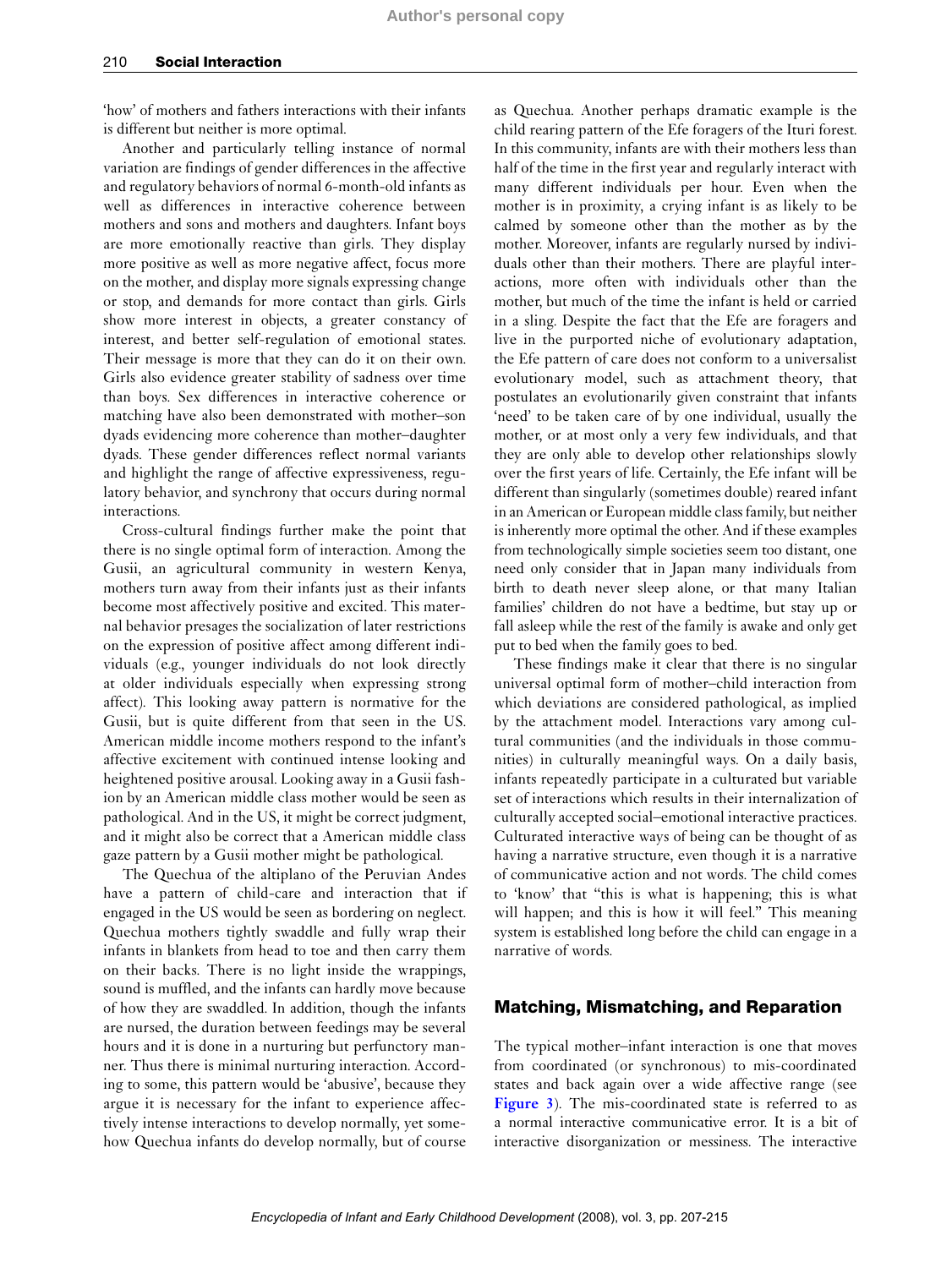'how' of mothers and fathers interactions with their infants is different but neither is more optimal.

Another and particularly telling instance of normal variation are findings of gender differences in the affective and regulatory behaviors of normal 6-month-old infants as well as differences in interactive coherence between mothers and sons and mothers and daughters. Infant boys are more emotionally reactive than girls. They display more positive as well as more negative affect, focus more on the mother, and display more signals expressing change or stop, and demands for more contact than girls. Girls show more interest in objects, a greater constancy of interest, and better self-regulation of emotional states. Their message is more that they can do it on their own. Girls also evidence greater stability of sadness over time than boys. Sex differences in interactive coherence or matching have also been demonstrated with mother–son dyads evidencing more coherence than mother–daughter dyads. These gender differences reflect normal variants and highlight the range of affective expressiveness, regulatory behavior, and synchrony that occurs during normal interactions.

Cross-cultural findings further make the point that there is no single optimal form of interaction. Among the Gusii, an agricultural community in western Kenya, mothers turn away from their infants just as their infants become most affectively positive and excited. This maternal behavior presages the socialization of later restrictions on the expression of positive affect among different individuals (e.g., younger individuals do not look directly at older individuals especially when expressing strong affect). This looking away pattern is normative for the Gusii, but is quite different from that seen in the US. American middle income mothers respond to the infant's affective excitement with continued intense looking and heightened positive arousal. Looking away in a Gusii fashion by an American middle class mother would be seen as pathological. And in the US, it might be correct judgment, and it might also be correct that a American middle class gaze pattern by a Gusii mother might be pathological.

The Quechua of the altiplano of the Peruvian Andes have a pattern of child-care and interaction that if engaged in the US would be seen as bordering on neglect. Quechua mothers tightly swaddle and fully wrap their infants in blankets from head to toe and then carry them on their backs. There is no light inside the wrappings, sound is muffled, and the infants can hardly move because of how they are swaddled. In addition, though the infants are nursed, the duration between feedings may be several hours and it is done in a nurturing but perfunctory manner. Thus there is minimal nurturing interaction. According to some, this pattern would be 'abusive', because they argue it is necessary for the infant to experience affectively intense interactions to develop normally, yet somehow Quechua infants do develop normally, but of course as Quechua. Another perhaps dramatic example is the child rearing pattern of the Efe foragers of the Ituri forest. In this community, infants are with their mothers less than half of the time in the first year and regularly interact with many different individuals per hour. Even when the mother is in proximity, a crying infant is as likely to be calmed by someone other than the mother as by the mother. Moreover, infants are regularly nursed by individuals other than their mothers. There are playful interactions, more often with individuals other than the mother, but much of the time the infant is held or carried in a sling. Despite the fact that the Efe are foragers and live in the purported niche of evolutionary adaptation, the Efe pattern of care does not conform to a universalist evolutionary model, such as attachment theory, that postulates an evolutionarily given constraint that infants 'need' to be taken care of by one individual, usually the mother, or at most only a very few individuals, and that they are only able to develop other relationships slowly over the first years of life. Certainly, the Efe infant will be different than singularly (sometimes double) reared infant in an American or European middle class family, but neither is inherently more optimal the other. And if these examples from technologically simple societies seem too distant, one need only consider that in Japan many individuals from birth to death never sleep alone, or that many Italian families' children do not have a bedtime, but stay up or fall asleep while the rest of the family is awake and only get put to bed when the family goes to bed.

These findings make it clear that there is no singular universal optimal form of mother–child interaction from which deviations are considered pathological, as implied by the attachment model. Interactions vary among cultural communities (and the individuals in those communities) in culturally meaningful ways. On a daily basis, infants repeatedly participate in a culturated but variable set of interactions which results in their internalization of culturally accepted social–emotional interactive practices. Culturated interactive ways of being can be thought of as having a narrative structure, even though it is a narrative of communicative action and not words. The child comes to 'know' that "this is what is happening; this is what will happen; and this is how it will feel." This meaning system is established long before the child can engage in a narrative of words.

## Matching, Mismatching, and Reparation

The typical mother–infant interaction is one that moves from coordinated (or synchronous) to mis-coordinated states and back again over a wide affective range (see **Figure 3**). The mis-coordinated state is referred to as a normal interactive communicative error. It is a bit of interactive disorganization or messiness. The interactive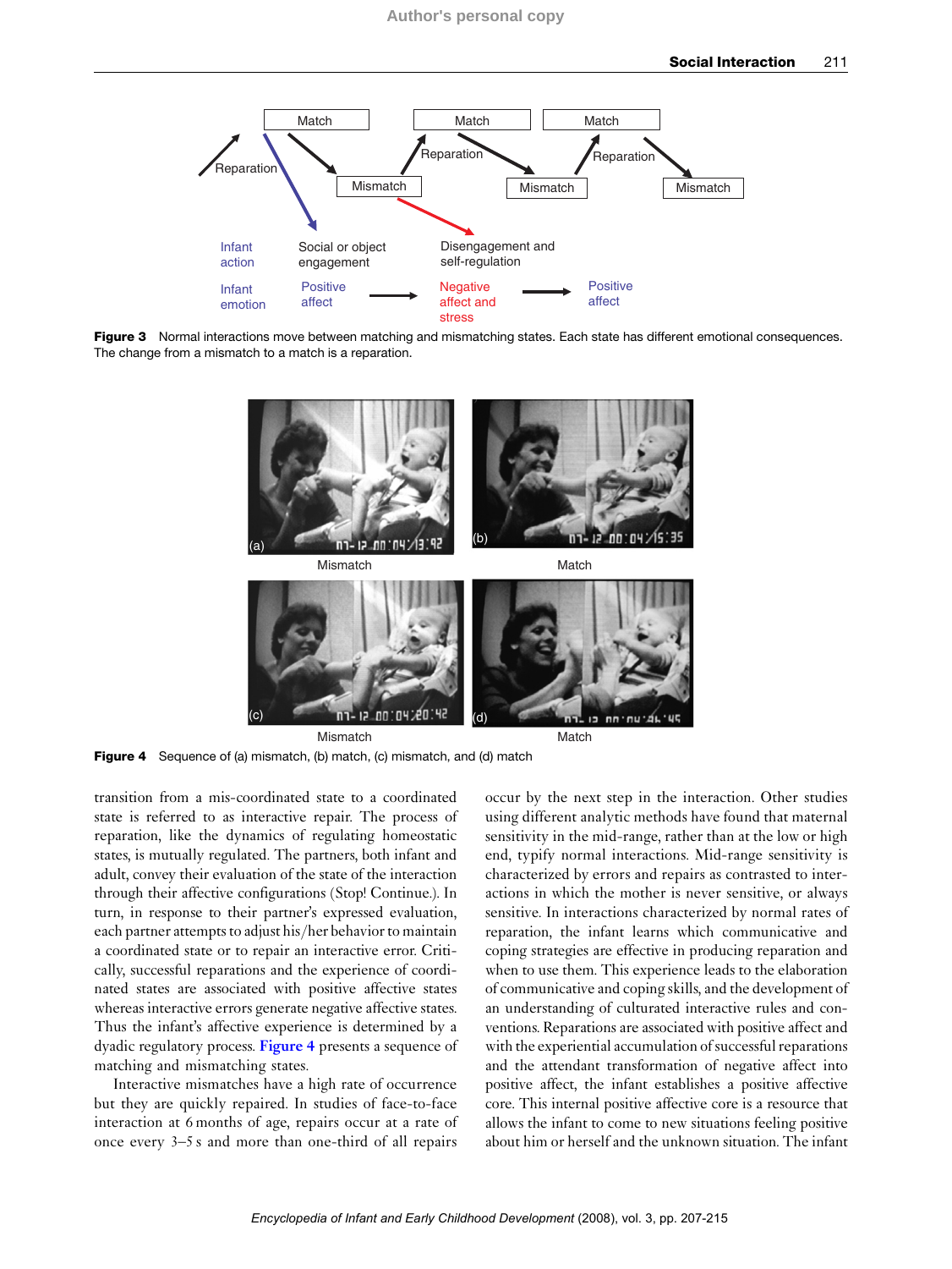Figure 3 Normal interactions move between matching and mismatching states. Each state has different emotional consequences. The change from a mismatch to a match is a reparation.

Figure 4 Sequence of (a) mismatch, (b) match, (c) mismatch, and (d) match

transition from a mis-coordinated state to a coordinated state is referred to as interactive repair. The process of reparation, like the dynamics of regulating homeostatic states, is mutually regulated. The partners, both infant and adult, convey their evaluation of the state of the interaction through their affective configurations (Stop! Continue.). In turn, in response to their partner's expressed evaluation, each partner attempts to adjust his/her behavior to maintain a coordinated state or to repair an interactive error. Critically, successful reparations and the experience of coordinated states are associated with positive affective states whereas interactive errors generate negative affective states. Thus the infant's affective experience is determined by a dyadic regulatory process. Figure 4 presents a sequence of matching and mismatching states.

Interactive mismatches have a high rate of occurrence but they are quickly repaired. In studies of face-to-face interaction at 6 months of age, repairs occur at a rate of once every 3–5 s and more than one-third of all repairs occur by the next step in the interaction. Other studies using different analytic methods have found that maternal sensitivity in the mid-range, rather than at the low or high end, typify normal interactions. Mid-range sensitivity is characterized by errors and repairs as contrasted to interactions in which the mother is never sensitive, or always sensitive. In interactions characterized by normal rates of reparation, the infant learns which communicative and coping strategies are effective in producing reparation and when to use them. This experience leads to the elaboration of communicative and coping skills, and the development of an understanding of culturated interactive rules and conventions. Reparations are associated with positive affect and with the experiential accumulation of successful reparations and the attendant transformation of negative affect into positive affect, the infant establishes a positive affective core. This internal positive affective core is a resource that allows the infant to come to new situations feeling positive about him or herself and the unknown situation. The infant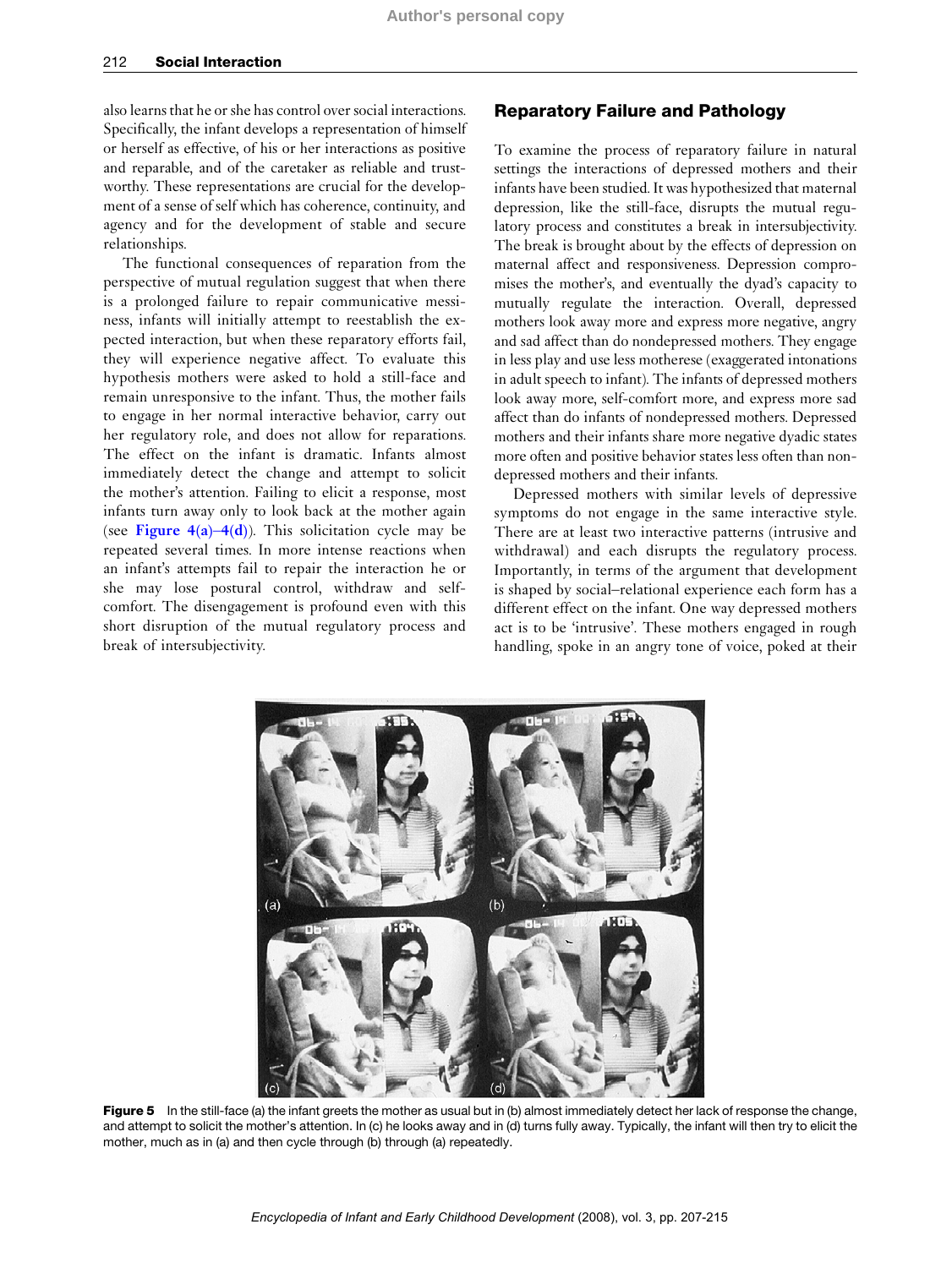also learns that he or she has control over social interactions. Specifically, the infant develops a representation of himself or herself as effective, of his or her interactions as positive and reparable, and of the caretaker as reliable and trustworthy. These representations are crucial for the development of a sense of self which has coherence, continuity, and agency and for the development of stable and secure relationships.

The functional consequences of reparation from the perspective of mutual regulation suggest that when there is a prolonged failure to repair communicative messiness, infants will initially attempt to reestablish the expected interaction, but when these reparatory efforts fail, they will experience negative affect. To evaluate this hypothesis mothers were asked to hold a still-face and remain unresponsive to the infant. Thus, the mother fails to engage in her normal interactive behavior, carry out her regulatory role, and does not allow for reparations. The effect on the infant is dramatic. Infants almost immediately detect the change and attempt to solicit the mother's attention. Failing to elicit a response, most infants turn away only to look back at the mother again (see Figure 4(a)–4(d)). This solicitation cycle may be repeated several times. In more intense reactions when an infant's attempts fail to repair the interaction he or she may lose postural control, withdraw and self-comfort. The disengagement is profound even with this short disruption of the mutual regulatory process and break of intersubjectivity.

## Reparatory Failure and Pathology

To examine the process of reparatory failure in natural settings the interactions of depressed mothers and their infants have been studied. It was hypothesized that maternal depression, like the still-face, disrupts the mutual regulatory process and constitutes a break in intersubjectivity. The break is brought about by the effects of depression on maternal affect and responsiveness. Depression compromises the mother's, and eventually the dyad's capacity to mutually regulate the interaction. Overall, depressed mothers look away more and express more negative, angry and sad affect than do nondepressed mothers. They engage in less play and use less motherese (exaggerated intonations in adult speech to infant). The infants of depressed mothers look away more, self-comfort more, and express more sad affect than do infants of nondepressed mothers. Depressed mothers and their infants share more negative dyadic states more often and positive behavior states less often than nondepressed mothers and their infants.

Depressed mothers with similar levels of depressive symptoms do not engage in the same interactive style. There are at least two interactive patterns (intrusive and withdrawal) and each disrupts the regulatory process. Importantly, in terms of the argument that development is shaped by social–relational experience each form has a different effect on the infant. One way depressed mothers act is to be 'intrusive'. These mothers engaged in rough handling, spoke in an angry tone of voice, poked at their

**Figure 5** In the still-face (a) the infant greets the mother as usual but in (b) almost immediately detect her lack of response the change, and attempt to solicit the mother's attention. In (c) he looks away and in (d) turns fully away. Typically, the infant will then try to elicit the mother, much as in (a) and then cycle through (b) through (a) repeatedly.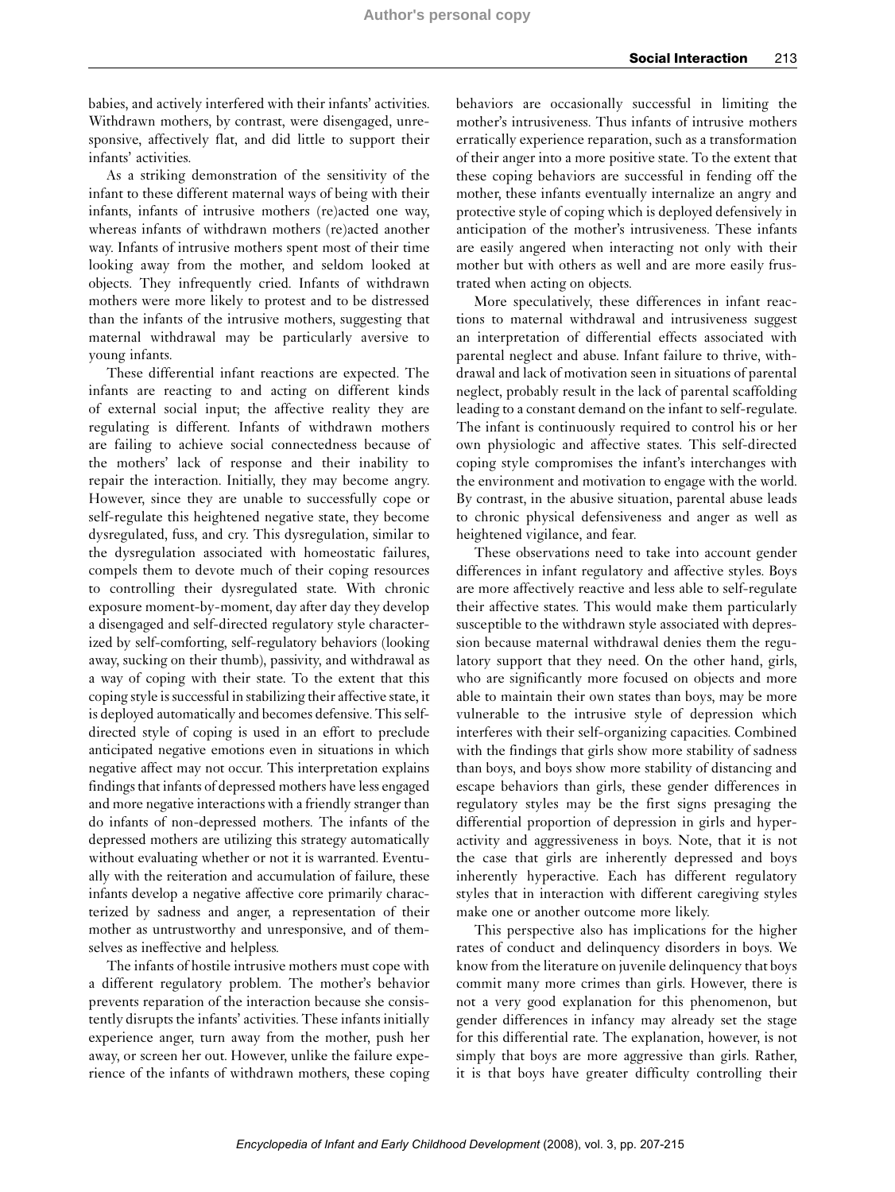babies, and actively interfered with their infants' activities. Withdrawn mothers, by contrast, were disengaged, unresponsive, affectively flat, and did little to support their infants' activities.

As a striking demonstration of the sensitivity of the infant to these different maternal ways of being with their infants, infants of intrusive mothers (re)acted one way, whereas infants of withdrawn mothers (re)acted another way. Infants of intrusive mothers spent most of their time looking away from the mother, and seldom looked at objects. They infrequently cried. Infants of withdrawn mothers were more likely to protest and to be distressed than the infants of the intrusive mothers, suggesting that maternal withdrawal may be particularly aversive to young infants.

These differential infant reactions are expected. The infants are reacting to and acting on different kinds of external social input; the affective reality they are regulating is different. Infants of withdrawn mothers are failing to achieve social connectedness because of the mothers' lack of response and their inability to repair the interaction. Initially, they may become angry. However, since they are unable to successfully cope or self-regulate this heightened negative state, they become dysregulated, fuss, and cry. This dysregulation, similar to the dysregulation associated with homeostatic failures, compels them to devote much of their coping resources to controlling their dysregulated state. With chronic exposure moment-by-moment, day after day they develop a disengaged and self-directed regulatory style characterized by self-comforting, self-regulatory behaviors (looking away, sucking on their thumb), passivity, and withdrawal as a way of coping with their state. To the extent that this coping style is successful in stabilizing their affective state, it is deployed automatically and becomes defensive. This self-directed style of coping is used in an effort to preclude anticipated negative emotions even in situations in which negative affect may not occur. This interpretation explains findings that infants of depressed mothers have less engaged and more negative interactions with a friendly stranger than do infants of non-depressed mothers. The infants of the depressed mothers are utilizing this strategy automatically without evaluating whether or not it is warranted. Eventually with the reiteration and accumulation of failure, these infants develop a negative affective core primarily characterized by sadness and anger, a representation of their mother as untrustworthy and unresponsive, and of themselves as ineffective and helpless.

The infants of hostile intrusive mothers must cope with a different regulatory problem. The mother's behavior prevents reparation of the interaction because she consistently disrupts the infants' activities. These infants initially experience anger, turn away from the mother, push her away, or screen her out. However, unlike the failure experience of the infants of withdrawn mothers, these coping behaviors are occasionally successful in limiting the mother's intrusiveness. Thus infants of intrusive mothers erratically experience reparation, such as a transformation of their anger into a more positive state. To the extent that these coping behaviors are successful in fending off the mother, these infants eventually internalize an angry and protective style of coping which is deployed defensively in anticipation of the mother's intrusiveness. These infants are easily angered when interacting not only with their mother but with others as well and are more easily frustrated when acting on objects.

More speculatively, these differences in infant reactions to maternal withdrawal and intrusiveness suggest an interpretation of differential effects associated with parental neglect and abuse. Infant failure to thrive, withdrawal and lack of motivation seen in situations of parental neglect, probably result in the lack of parental scaffolding leading to a constant demand on the infant to self-regulate. The infant is continuously required to control his or her own physiologic and affective states. This self-directed coping style compromises the infant's interchanges with the environment and motivation to engage with the world. By contrast, in the abusive situation, parental abuse leads to chronic physical defensiveness and anger as well as heightened vigilance, and fear.

These observations need to take into account gender differences in infant regulatory and affective styles. Boys are more affectively reactive and less able to self-regulate their affective states. This would make them particularly susceptible to the withdrawn style associated with depression because maternal withdrawal denies them the regulatory support that they need. On the other hand, girls, who are significantly more focused on objects and more able to maintain their own states than boys, may be more vulnerable to the intrusive style of depression which interferes with their self-organizing capacities. Combined with the findings that girls show more stability of sadness than boys, and boys show more stability of distancing and escape behaviors than girls, these gender differences in regulatory styles may be the first signs presaging the differential proportion of depression in girls and hyperactivity and aggressiveness in boys. Note, that it is not the case that girls are inherently depressed and boys inherently hyperactive. Each has different regulatory styles that in interaction with different caregiving styles make one or another outcome more likely.

This perspective also has implications for the higher rates of conduct and delinquency disorders in boys. We know from the literature on juvenile delinquency that boys commit many more crimes than girls. However, there is not a very good explanation for this phenomenon, but gender differences in infancy may already set the stage for this differential rate. The explanation, however, is not simply that boys are more aggressive than girls. Rather, it is that boys have greater difficulty controlling their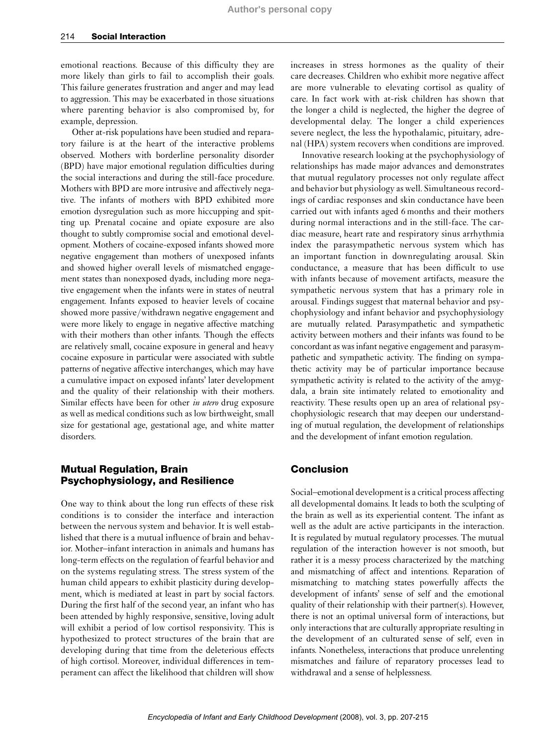emotional reactions. Because of this difficulty they are more likely than girls to fail to accomplish their goals. This failure generates frustration and anger and may lead to aggression. This may be exacerbated in those situations where parenting behavior is also compromised by, for example, depression.

Other at-risk populations have been studied and reparatory failure is at the heart of the interactive problems observed. Mothers with borderline personality disorder (BPD) have major emotional regulation difficulties during the social interactions and during the still-face procedure. Mothers with BPD are more intrusive and affectively negative. The infants of mothers with BPD exhibited more emotion dysregulation such as more hiccupping and spitting up. Prenatal cocaine and opiate exposure are also thought to subtly compromise social and emotional development. Mothers of cocaine-exposed infants showed more negative engagement than mothers of unexposed infants and showed higher overall levels of mismatched engagement states than nonexposed dyads, including more negative engagement when the infants were in states of neutral engagement. Infants exposed to heavier levels of cocaine showed more passive/withdrawn negative engagement and were more likely to engage in negative affective matching with their mothers than other infants. Though the effects are relatively small, cocaine exposure in general and heavy cocaine exposure in particular were associated with subtle patterns of negative affective interchanges, which may have a cumulative impact on exposed infants' later development and the quality of their relationship with their mothers. Similar effects have been for other *in utero* drug exposure as well as medical conditions such as low birthweight, small size for gestational age, gestational age, and white matter disorders.

## Mutual Regulation, Brain Psychophysiology, and Resilience

One way to think about the long run effects of these risk conditions is to consider the interface and interaction between the nervous system and behavior. It is well established that there is a mutual influence of brain and behavior. Mother–infant interaction in animals and humans has long-term effects on the regulation of fearful behavior and on the systems regulating stress. The stress system of the human child appears to exhibit plasticity during development, which is mediated at least in part by social factors. During the first half of the second year, an infant who has been attended by highly responsive, sensitive, loving adult will exhibit a period of low cortisol responsivity. This is hypothesized to protect structures of the brain that are developing during that time from the deleterious effects of high cortisol. Moreover, individual differences in temperament can affect the likelihood that children will show increases in stress hormones as the quality of their care decreases. Children who exhibit more negative affect are more vulnerable to elevating cortisol as quality of care. In fact work with at-risk children has shown that the longer a child is neglected, the higher the degree of developmental delay. The longer a child experiences severe neglect, the less the hypothalamic, pituitary, adrenal (HPA) system recovers when conditions are improved.

Innovative research looking at the psychophysiology of relationships has made major advances and demonstrates that mutual regulatory processes not only regulate affect and behavior but physiology as well. Simultaneous recordings of cardiac responses and skin conductance have been carried out with infants aged 6 months and their mothers during normal interactions and in the still-face. The cardiac measure, heart rate and respiratory sinus arrhythmia index the parasympathetic nervous system which has an important function in downregulating arousal. Skin conductance, a measure that has been difficult to use with infants because of movement artifacts, measure the sympathetic nervous system that has a primary role in arousal. Findings suggest that maternal behavior and psychophysiology and infant behavior and psychophysiology are mutually related. Parasympathetic and sympathetic activity between mothers and their infants was found to be concordant as was infant negative engagement and parasympathetic and sympathetic activity. The finding on sympathetic activity may be of particular importance because sympathetic activity is related to the activity of the amygdala, a brain site intimately related to emotionality and reactivity. These results open up an area of relational psychophysiologic research that may deepen our understanding of mutual regulation, the development of relationships and the development of infant emotion regulation.

## Conclusion

Social–emotional development is a critical process affecting all developmental domains. It leads to both the sculpting of the brain as well as its experiential content. The infant as well as the adult are active participants in the interaction. It is regulated by mutual regulatory processes. The mutual regulation of the interaction however is not smooth, but rather it is a messy process characterized by the matching and mismatching of affect and intentions. Reparation of mismatching to matching states powerfully affects the development of infants' sense of self and the emotional quality of their relationship with their partner(s). However, there is not an optimal universal form of interactions, but only interactions that are culturally appropriate resulting in the development of an culturated sense of self, even in infants. Nonetheless, interactions that produce unrelenting mismatches and failure of reparatory processes lead to withdrawal and a sense of helplessness.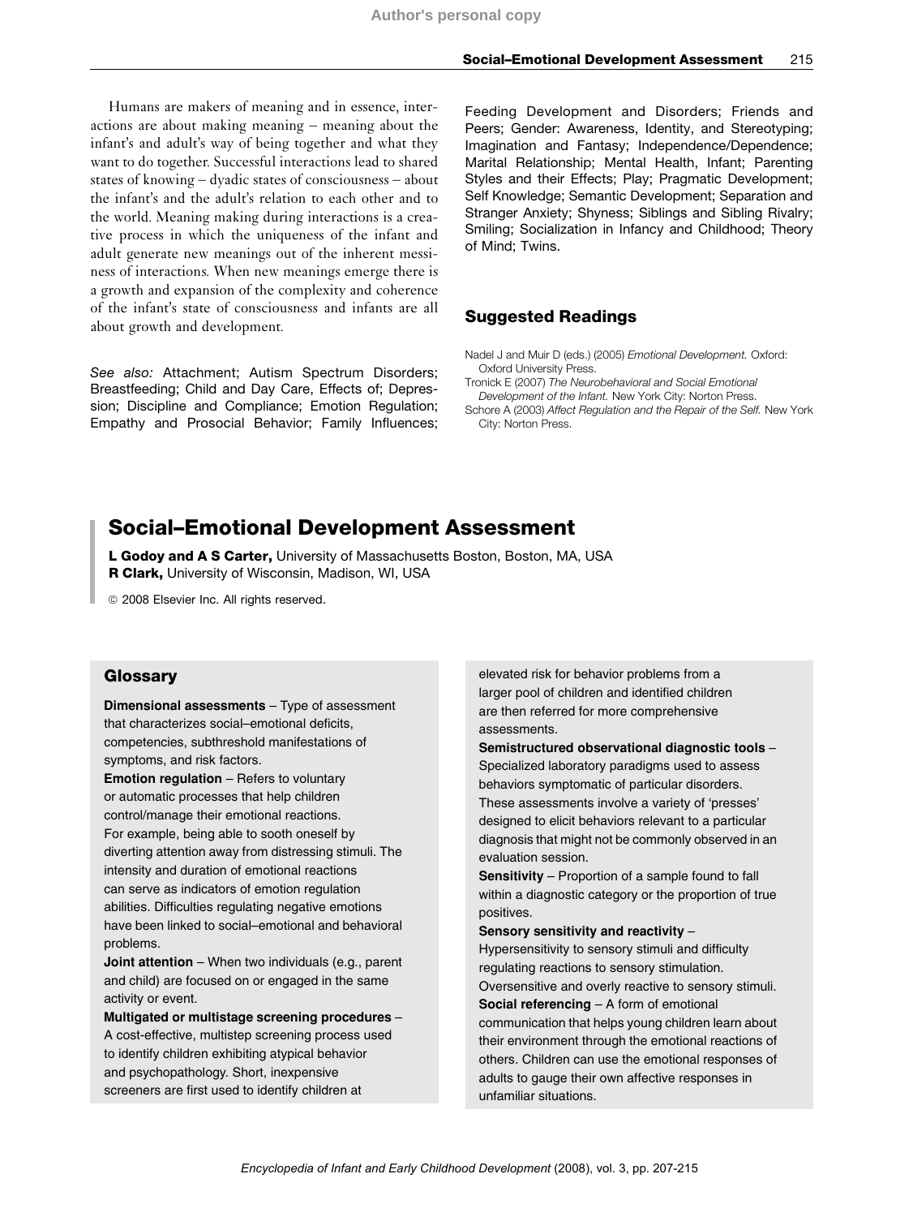Humans are makers of meaning and in essence, interactions are about making meaning – meaning about the infant's and adult's way of being together and what they want to do together. Successful interactions lead to shared states of knowing – dyadic states of consciousness – about the infant's and the adult's relation to each other and to the world. Meaning making during interactions is a creative process in which the uniqueness of the infant and adult generate new meanings out of the inherent messiness of interactions. When new meanings emerge there is a growth and expansion of the complexity and coherence of the infant's state of consciousness and infants are all about growth and development.

*See also:* Attachment; Autism Spectrum Disorders; Breastfeeding; Child and Day Care, Effects of; Depression; Discipline and Compliance; Emotion Regulation; Empathy and Prosocial Behavior; Family Influences; Feeding Development and Disorders; Friends and Peers; Gender: Awareness, Identity, and Stereotyping; Imagination and Fantasy; Independence/Dependence; Marital Relationship; Mental Health, Infant; Parenting Styles and their Effects; Play; Pragmatic Development; Self Knowledge; Semantic Development; Separation and Stranger Anxiety; Shyness; Siblings and Sibling Rivalry; Smiling; Socialization in Infancy and Childhood; Theory of Mind; Twins.

## Suggested Readings

Nadel J and Muir D (eds.) (2005) *Emotional Development.* Oxford: Oxford University Press.

Tronick E (2007) *The Neurobehavioral and Social Emotional Development of the Infant.* New York City: Norton Press.

Schore A (2003) *Affect Regulation and the Repair of the Self.* New York City: Norton Press.

# Social–Emotional Development Assessment

**L Godoy and A S Carter,** University of Massachusetts Boston, Boston, MA, USA
**R Clark,** University of Wisconsin, Madison, WI, USA

© 2008 Elsevier Inc. All rights reserved.

### Glossary

**Dimensional assessments** – Type of assessment that characterizes social–emotional deficits, competencies, subthreshold manifestations of symptoms, and risk factors.

**Emotion regulation** – Refers to voluntary or automatic processes that help children control/manage their emotional reactions. For example, being able to sooth oneself by diverting attention away from distressing stimuli. The intensity and duration of emotional reactions can serve as indicators of emotion regulation abilities. Difficulties regulating negative emotions have been linked to social–emotional and behavioral problems.

**Joint attention** – When two individuals (e.g., parent and child) are focused on or engaged in the same activity or event.

**Multigated or multistage screening procedures** – A cost-effective, multistep screening process used to identify children exhibiting atypical behavior and psychopathology. Short, inexpensive screeners are first used to identify children at elevated risk for behavior problems from a larger pool of children and identified children are then referred for more comprehensive assessments.

**Semistructured observational diagnostic tools** – Specialized laboratory paradigms used to assess behaviors symptomatic of particular disorders. These assessments involve a variety of 'presses' designed to elicit behaviors relevant to a particular diagnosis that might not be commonly observed in an evaluation session.

**Sensitivity** – Proportion of a sample found to fall within a diagnostic category or the proportion of true positives.

**Sensory sensitivity and reactivity** – Hypersensitivity to sensory stimuli and difficulty regulating reactions to sensory stimulation. Oversensitive and overly reactive to sensory stimuli.

**Social referencing** – A form of emotional communication that helps young children learn about their environment through the emotional reactions of others. Children can use the emotional responses of adults to gauge their own affective responses in unfamiliar situations.